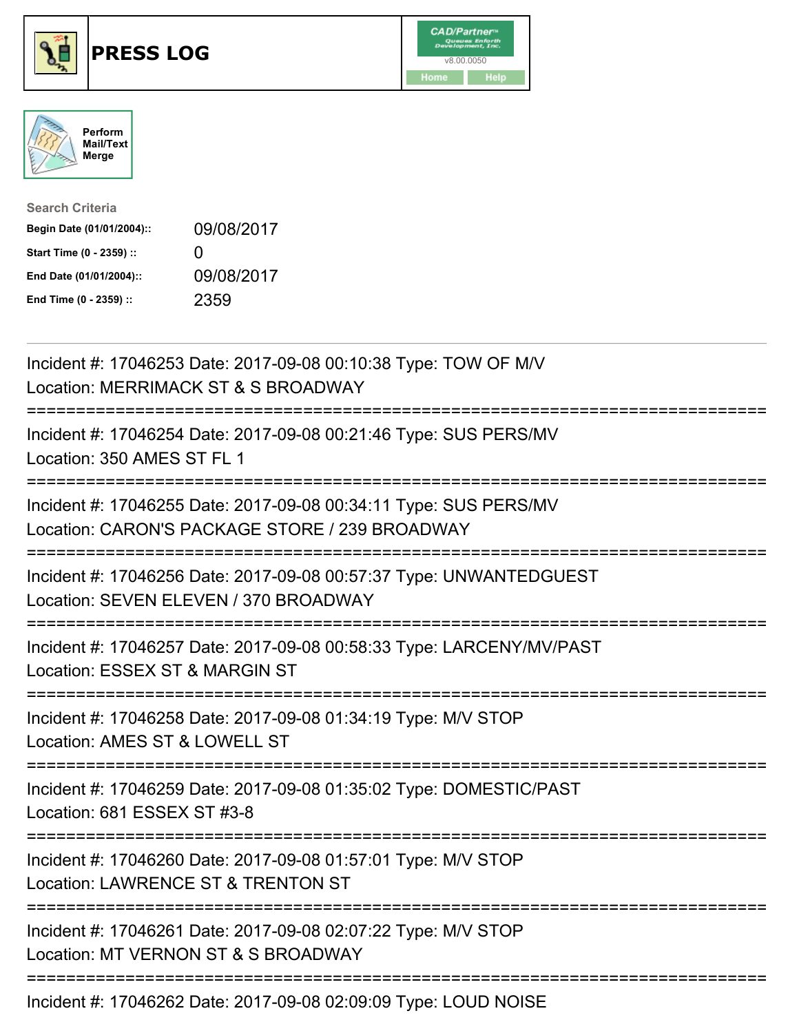# PRESS LOG

CAD/Partner v8.00.0050

Home Help

Perform Mail/Text Merge

**Search Criteria**

| | |
|---|---|
| **Begin Date (01/01/2004)::** | 09/08/2017 |
| **Start Time (0 - 2359) ::** | 0 |
| **End Date (01/01/2004)::** | 09/08/2017 |
| **End Time (0 - 2359) ::** | 2359 |

---

Incident #: 17046253 Date: 2017-09-08 00:10:38 Type: TOW OF M/V
Location: MERRIMACK ST & S BROADWAY

===========================================================================

Incident #: 17046254 Date: 2017-09-08 00:21:46 Type: SUS PERS/MV
Location: 350 AMES ST FL 1

===========================================================================

Incident #: 17046255 Date: 2017-09-08 00:34:11 Type: SUS PERS/MV
Location: CARON'S PACKAGE STORE / 239 BROADWAY

===========================================================================

Incident #: 17046256 Date: 2017-09-08 00:57:37 Type: UNWANTEDGUEST
Location: SEVEN ELEVEN / 370 BROADWAY

===========================================================================

Incident #: 17046257 Date: 2017-09-08 00:58:33 Type: LARCENY/MV/PAST
Location: ESSEX ST & MARGIN ST

===========================================================================

Incident #: 17046258 Date: 2017-09-08 01:34:19 Type: M/V STOP
Location: AMES ST & LOWELL ST

===========================================================================

Incident #: 17046259 Date: 2017-09-08 01:35:02 Type: DOMESTIC/PAST
Location: 681 ESSEX ST #3-8

===========================================================================

Incident #: 17046260 Date: 2017-09-08 01:57:01 Type: M/V STOP
Location: LAWRENCE ST & TRENTON ST

===========================================================================

Incident #: 17046261 Date: 2017-09-08 02:07:22 Type: M/V STOP
Location: MT VERNON ST & S BROADWAY

===========================================================================

Incident #: 17046262 Date: 2017-09-08 02:09:09 Type: LOUD NOISE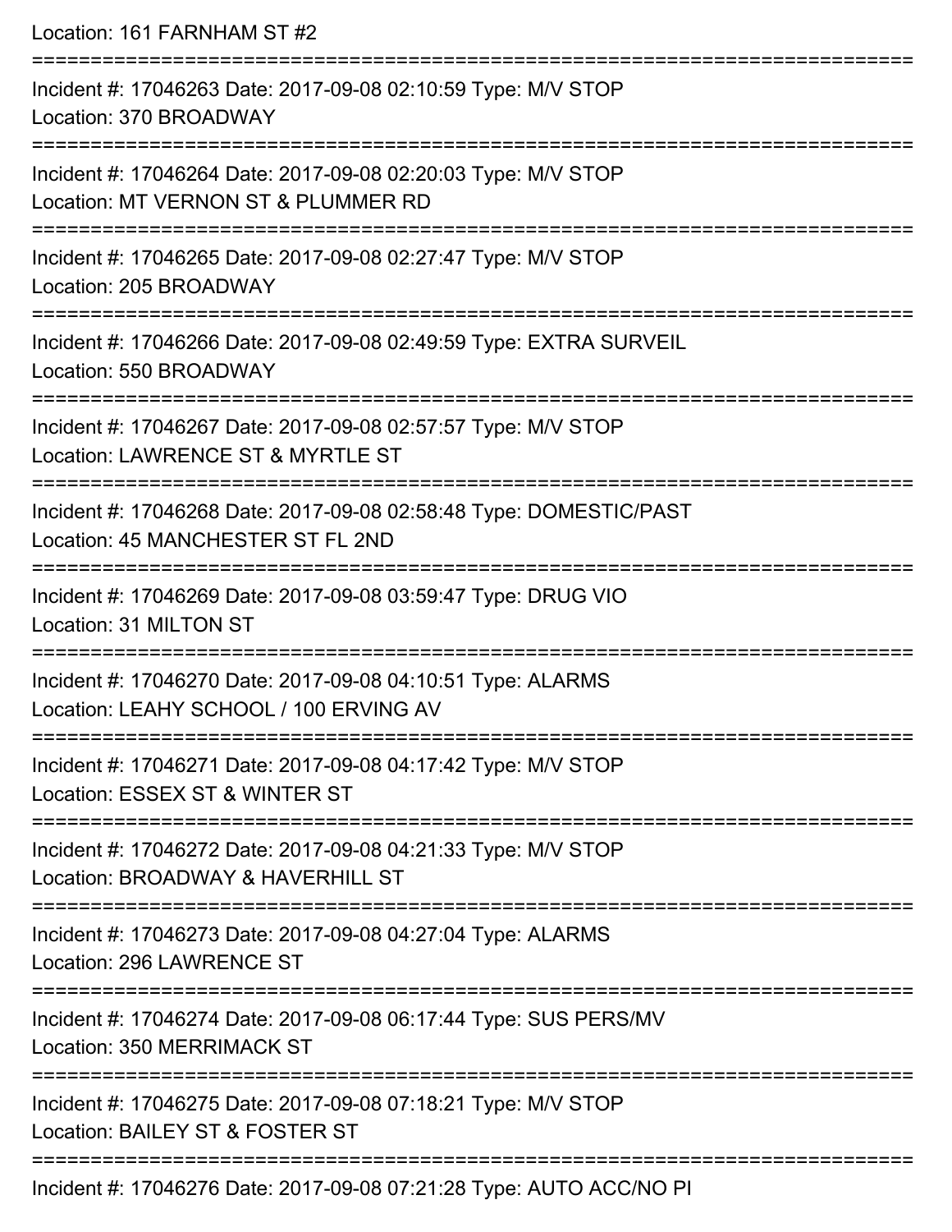Location: 161 FARNHAM ST #2

===========================================================================

Incident #: 17046263 Date: 2017-09-08 02:10:59 Type: M/V STOP
Location: 370 BROADWAY

===========================================================================

Incident #: 17046264 Date: 2017-09-08 02:20:03 Type: M/V STOP
Location: MT VERNON ST & PLUMMER RD

===========================================================================

Incident #: 17046265 Date: 2017-09-08 02:27:47 Type: M/V STOP
Location: 205 BROADWAY

===========================================================================

Incident #: 17046266 Date: 2017-09-08 02:49:59 Type: EXTRA SURVEIL
Location: 550 BROADWAY

===========================================================================

Incident #: 17046267 Date: 2017-09-08 02:57:57 Type: M/V STOP
Location: LAWRENCE ST & MYRTLE ST

===========================================================================

Incident #: 17046268 Date: 2017-09-08 02:58:48 Type: DOMESTIC/PAST
Location: 45 MANCHESTER ST FL 2ND

===========================================================================

Incident #: 17046269 Date: 2017-09-08 03:59:47 Type: DRUG VIO
Location: 31 MILTON ST

===========================================================================

Incident #: 17046270 Date: 2017-09-08 04:10:51 Type: ALARMS
Location: LEAHY SCHOOL / 100 ERVING AV

===========================================================================

Incident #: 17046271 Date: 2017-09-08 04:17:42 Type: M/V STOP
Location: ESSEX ST & WINTER ST

===========================================================================

Incident #: 17046272 Date: 2017-09-08 04:21:33 Type: M/V STOP
Location: BROADWAY & HAVERHILL ST

===========================================================================

Incident #: 17046273 Date: 2017-09-08 04:27:04 Type: ALARMS
Location: 296 LAWRENCE ST

===========================================================================

Incident #: 17046274 Date: 2017-09-08 06:17:44 Type: SUS PERS/MV
Location: 350 MERRIMACK ST

===========================================================================

Incident #: 17046275 Date: 2017-09-08 07:18:21 Type: M/V STOP
Location: BAILEY ST & FOSTER ST

===========================================================================

Incident #: 17046276 Date: 2017-09-08 07:21:28 Type: AUTO ACC/NO PI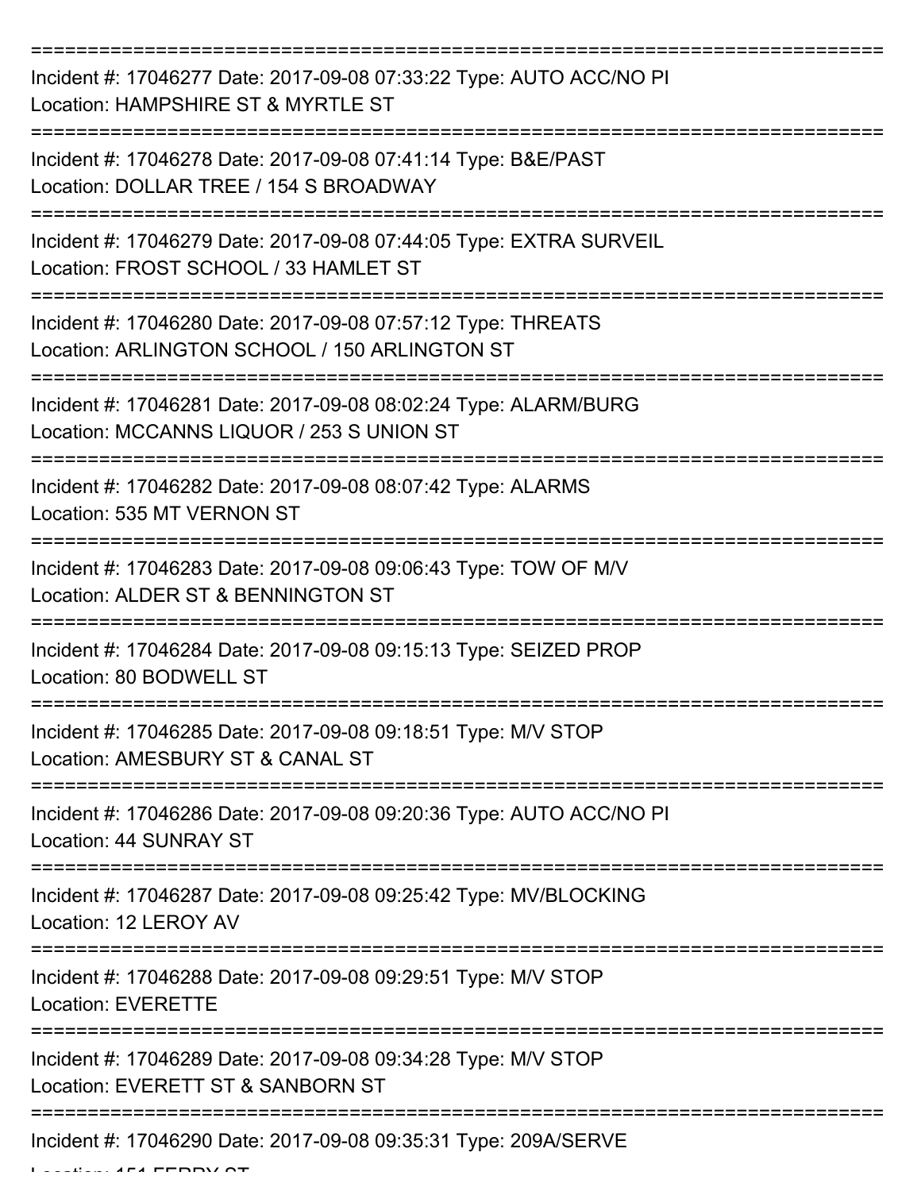Incident #: 17046277 Date: 2017-09-08 07:33:22 Type: AUTO ACC/NO PI
Location: HAMPSHIRE ST & MYRTLE ST

Incident #: 17046278 Date: 2017-09-08 07:41:14 Type: B&E/PAST
Location: DOLLAR TREE / 154 S BROADWAY

Incident #: 17046279 Date: 2017-09-08 07:44:05 Type: EXTRA SURVEIL
Location: FROST SCHOOL / 33 HAMLET ST

Incident #: 17046280 Date: 2017-09-08 07:57:12 Type: THREATS
Location: ARLINGTON SCHOOL / 150 ARLINGTON ST

Incident #: 17046281 Date: 2017-09-08 08:02:24 Type: ALARM/BURG
Location: MCCANNS LIQUOR / 253 S UNION ST

Incident #: 17046282 Date: 2017-09-08 08:07:42 Type: ALARMS
Location: 535 MT VERNON ST

Incident #: 17046283 Date: 2017-09-08 09:06:43 Type: TOW OF M/V
Location: ALDER ST & BENNINGTON ST

Incident #: 17046284 Date: 2017-09-08 09:15:13 Type: SEIZED PROP
Location: 80 BODWELL ST

Incident #: 17046285 Date: 2017-09-08 09:18:51 Type: M/V STOP
Location: AMESBURY ST & CANAL ST

Incident #: 17046286 Date: 2017-09-08 09:20:36 Type: AUTO ACC/NO PI
Location: 44 SUNRAY ST

Incident #: 17046287 Date: 2017-09-08 09:25:42 Type: MV/BLOCKING
Location: 12 LEROY AV

Incident #: 17046288 Date: 2017-09-08 09:29:51 Type: M/V STOP
Location: EVERETTE

Incident #: 17046289 Date: 2017-09-08 09:34:28 Type: M/V STOP
Location: EVERETT ST & SANBORN ST

Incident #: 17046290 Date: 2017-09-08 09:35:31 Type: 209A/SERVE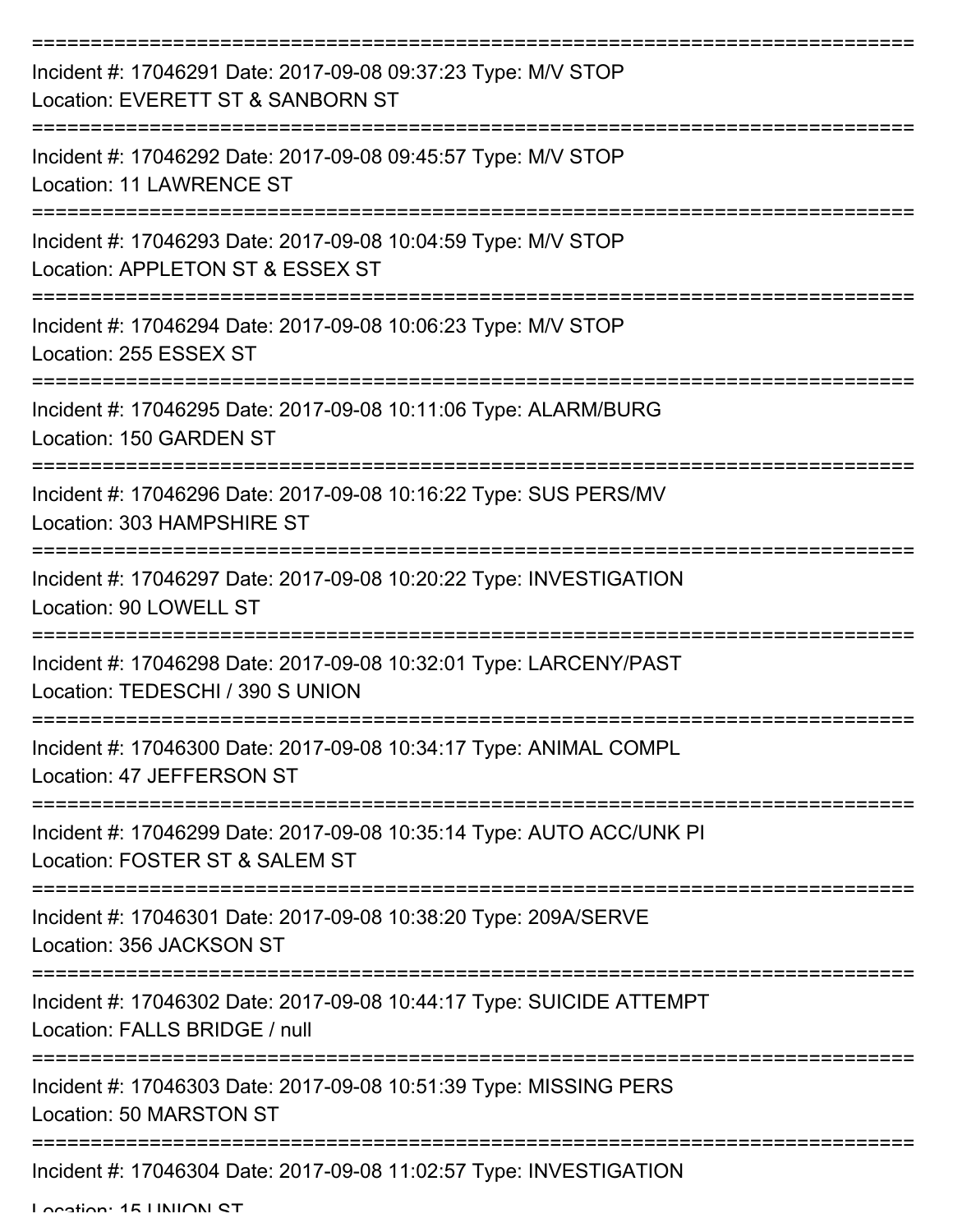===========================================================================
Incident #: 17046291 Date: 2017-09-08 09:37:23 Type: M/V STOP
Location: EVERETT ST & SANBORN ST
===========================================================================
Incident #: 17046292 Date: 2017-09-08 09:45:57 Type: M/V STOP
Location: 11 LAWRENCE ST
===========================================================================
Incident #: 17046293 Date: 2017-09-08 10:04:59 Type: M/V STOP
Location: APPLETON ST & ESSEX ST
===========================================================================
Incident #: 17046294 Date: 2017-09-08 10:06:23 Type: M/V STOP
Location: 255 ESSEX ST
===========================================================================
Incident #: 17046295 Date: 2017-09-08 10:11:06 Type: ALARM/BURG
Location: 150 GARDEN ST
===========================================================================
Incident #: 17046296 Date: 2017-09-08 10:16:22 Type: SUS PERS/MV
Location: 303 HAMPSHIRE ST
===========================================================================
Incident #: 17046297 Date: 2017-09-08 10:20:22 Type: INVESTIGATION
Location: 90 LOWELL ST
===========================================================================
Incident #: 17046298 Date: 2017-09-08 10:32:01 Type: LARCENY/PAST
Location: TEDESCHI / 390 S UNION
===========================================================================
Incident #: 17046300 Date: 2017-09-08 10:34:17 Type: ANIMAL COMPL
Location: 47 JEFFERSON ST
===========================================================================
Incident #: 17046299 Date: 2017-09-08 10:35:14 Type: AUTO ACC/UNK PI
Location: FOSTER ST & SALEM ST
===========================================================================
Incident #: 17046301 Date: 2017-09-08 10:38:20 Type: 209A/SERVE
Location: 356 JACKSON ST
===========================================================================
Incident #: 17046302 Date: 2017-09-08 10:44:17 Type: SUICIDE ATTEMPT
Location: FALLS BRIDGE / null
===========================================================================
Incident #: 17046303 Date: 2017-09-08 10:51:39 Type: MISSING PERS
Location: 50 MARSTON ST
===========================================================================
Incident #: 17046304 Date: 2017-09-08 11:02:57 Type: INVESTIGATION
Location: 15 UNION ST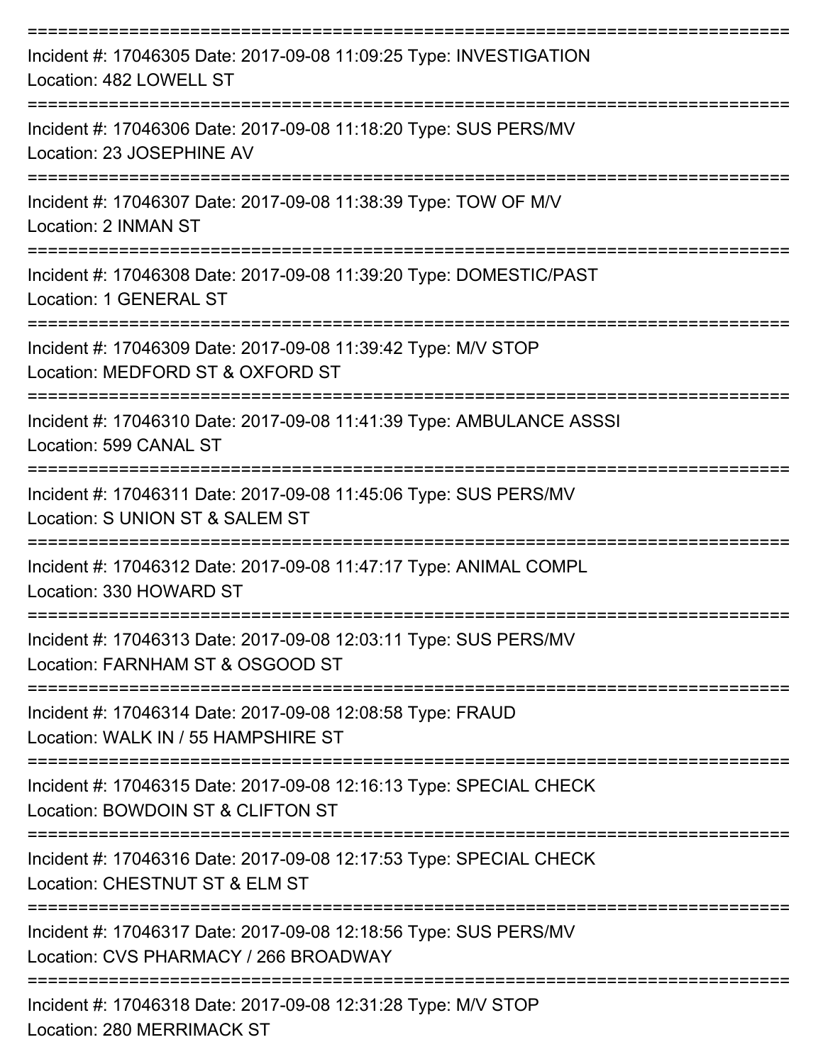===========================================================================

Incident #: 17046305 Date: 2017-09-08 11:09:25 Type: INVESTIGATION
Location: 482 LOWELL ST

===========================================================================

Incident #: 17046306 Date: 2017-09-08 11:18:20 Type: SUS PERS/MV
Location: 23 JOSEPHINE AV

===========================================================================

Incident #: 17046307 Date: 2017-09-08 11:38:39 Type: TOW OF M/V
Location: 2 INMAN ST

===========================================================================

Incident #: 17046308 Date: 2017-09-08 11:39:20 Type: DOMESTIC/PAST
Location: 1 GENERAL ST

===========================================================================

Incident #: 17046309 Date: 2017-09-08 11:39:42 Type: M/V STOP
Location: MEDFORD ST & OXFORD ST

===========================================================================

Incident #: 17046310 Date: 2017-09-08 11:41:39 Type: AMBULANCE ASSSI
Location: 599 CANAL ST

===========================================================================

Incident #: 17046311 Date: 2017-09-08 11:45:06 Type: SUS PERS/MV
Location: S UNION ST & SALEM ST

===========================================================================

Incident #: 17046312 Date: 2017-09-08 11:47:17 Type: ANIMAL COMPL
Location: 330 HOWARD ST

===========================================================================

Incident #: 17046313 Date: 2017-09-08 12:03:11 Type: SUS PERS/MV
Location: FARNHAM ST & OSGOOD ST

===========================================================================

Incident #: 17046314 Date: 2017-09-08 12:08:58 Type: FRAUD
Location: WALK IN / 55 HAMPSHIRE ST

===========================================================================

Incident #: 17046315 Date: 2017-09-08 12:16:13 Type: SPECIAL CHECK
Location: BOWDOIN ST & CLIFTON ST

===========================================================================

Incident #: 17046316 Date: 2017-09-08 12:17:53 Type: SPECIAL CHECK
Location: CHESTNUT ST & ELM ST

===========================================================================

Incident #: 17046317 Date: 2017-09-08 12:18:56 Type: SUS PERS/MV
Location: CVS PHARMACY / 266 BROADWAY

===========================================================================

Incident #: 17046318 Date: 2017-09-08 12:31:28 Type: M/V STOP
Location: 280 MERRIMACK ST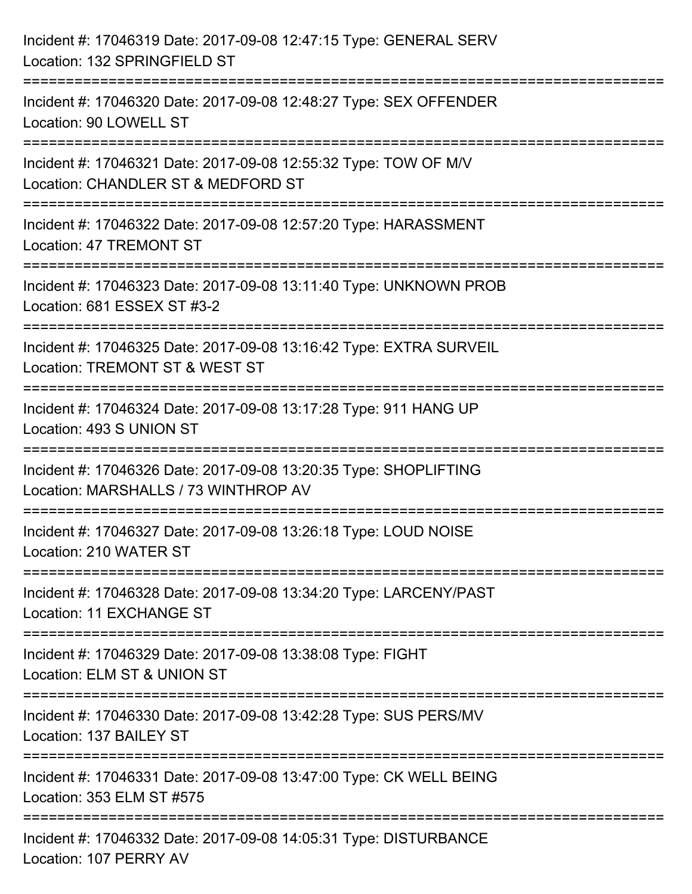Incident #: 17046319 Date: 2017-09-08 12:47:15 Type: GENERAL SERV
Location: 132 SPRINGFIELD ST

===========================================================================

Incident #: 17046320 Date: 2017-09-08 12:48:27 Type: SEX OFFENDER
Location: 90 LOWELL ST

===========================================================================

Incident #: 17046321 Date: 2017-09-08 12:55:32 Type: TOW OF M/V
Location: CHANDLER ST & MEDFORD ST

===========================================================================

Incident #: 17046322 Date: 2017-09-08 12:57:20 Type: HARASSMENT
Location: 47 TREMONT ST

===========================================================================

Incident #: 17046323 Date: 2017-09-08 13:11:40 Type: UNKNOWN PROB
Location: 681 ESSEX ST #3-2

===========================================================================

Incident #: 17046325 Date: 2017-09-08 13:16:42 Type: EXTRA SURVEIL
Location: TREMONT ST & WEST ST

===========================================================================

Incident #: 17046324 Date: 2017-09-08 13:17:28 Type: 911 HANG UP
Location: 493 S UNION ST

===========================================================================

Incident #: 17046326 Date: 2017-09-08 13:20:35 Type: SHOPLIFTING
Location: MARSHALLS / 73 WINTHROP AV

===========================================================================

Incident #: 17046327 Date: 2017-09-08 13:26:18 Type: LOUD NOISE
Location: 210 WATER ST

===========================================================================

Incident #: 17046328 Date: 2017-09-08 13:34:20 Type: LARCENY/PAST
Location: 11 EXCHANGE ST

===========================================================================

Incident #: 17046329 Date: 2017-09-08 13:38:08 Type: FIGHT
Location: ELM ST & UNION ST

===========================================================================

Incident #: 17046330 Date: 2017-09-08 13:42:28 Type: SUS PERS/MV
Location: 137 BAILEY ST

===========================================================================

Incident #: 17046331 Date: 2017-09-08 13:47:00 Type: CK WELL BEING
Location: 353 ELM ST #575

===========================================================================

Incident #: 17046332 Date: 2017-09-08 14:05:31 Type: DISTURBANCE
Location: 107 PERRY AV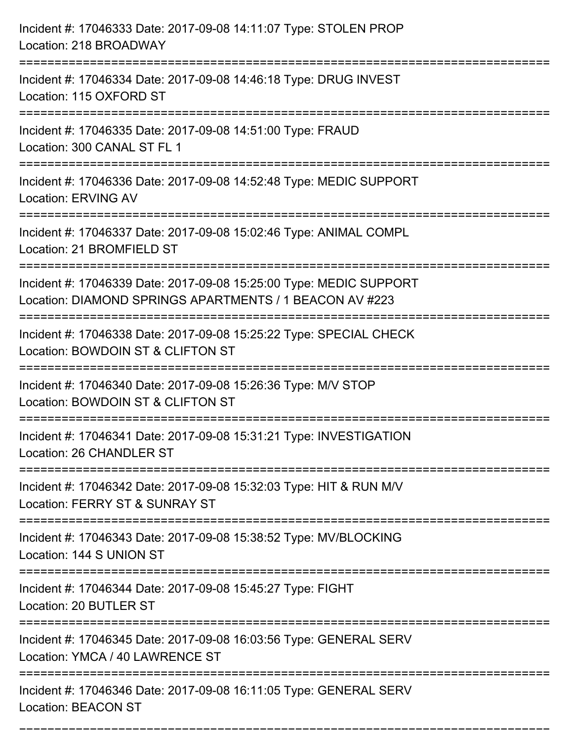Incident #: 17046333 Date: 2017-09-08 14:11:07 Type: STOLEN PROP
Location: 218 BROADWAY

===========================================================================

Incident #: 17046334 Date: 2017-09-08 14:46:18 Type: DRUG INVEST
Location: 115 OXFORD ST

===========================================================================

Incident #: 17046335 Date: 2017-09-08 14:51:00 Type: FRAUD
Location: 300 CANAL ST FL 1

===========================================================================

Incident #: 17046336 Date: 2017-09-08 14:52:48 Type: MEDIC SUPPORT
Location: ERVING AV

===========================================================================

Incident #: 17046337 Date: 2017-09-08 15:02:46 Type: ANIMAL COMPL
Location: 21 BROMFIELD ST

===========================================================================

Incident #: 17046339 Date: 2017-09-08 15:25:00 Type: MEDIC SUPPORT
Location: DIAMOND SPRINGS APARTMENTS / 1 BEACON AV #223

===========================================================================

Incident #: 17046338 Date: 2017-09-08 15:25:22 Type: SPECIAL CHECK
Location: BOWDOIN ST & CLIFTON ST

===========================================================================

Incident #: 17046340 Date: 2017-09-08 15:26:36 Type: M/V STOP
Location: BOWDOIN ST & CLIFTON ST

===========================================================================

Incident #: 17046341 Date: 2017-09-08 15:31:21 Type: INVESTIGATION
Location: 26 CHANDLER ST

===========================================================================

Incident #: 17046342 Date: 2017-09-08 15:32:03 Type: HIT & RUN M/V
Location: FERRY ST & SUNRAY ST

===========================================================================

Incident #: 17046343 Date: 2017-09-08 15:38:52 Type: MV/BLOCKING
Location: 144 S UNION ST

===========================================================================

Incident #: 17046344 Date: 2017-09-08 15:45:27 Type: FIGHT
Location: 20 BUTLER ST

===========================================================================

Incident #: 17046345 Date: 2017-09-08 16:03:56 Type: GENERAL SERV
Location: YMCA / 40 LAWRENCE ST

===========================================================================

Incident #: 17046346 Date: 2017-09-08 16:11:05 Type: GENERAL SERV
Location: BEACON ST

===========================================================================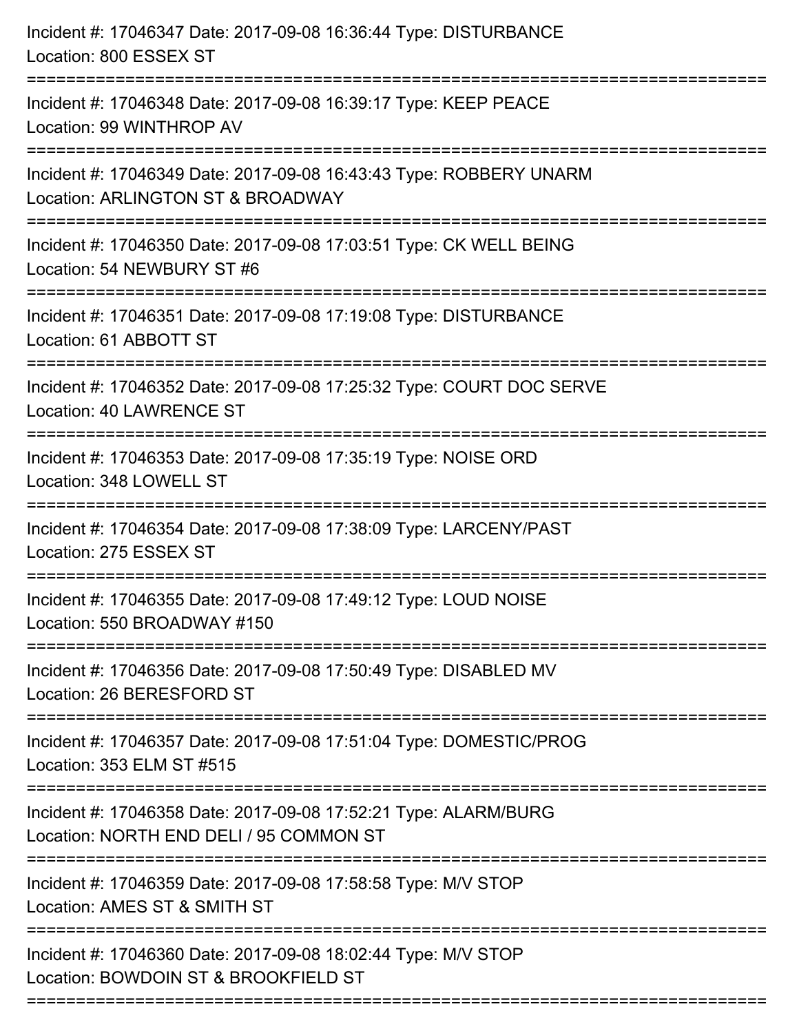Incident #: 17046347 Date: 2017-09-08 16:36:44 Type: DISTURBANCE
Location: 800 ESSEX ST

===========================================================================

Incident #: 17046348 Date: 2017-09-08 16:39:17 Type: KEEP PEACE
Location: 99 WINTHROP AV

===========================================================================

Incident #: 17046349 Date: 2017-09-08 16:43:43 Type: ROBBERY UNARM
Location: ARLINGTON ST & BROADWAY

===========================================================================

Incident #: 17046350 Date: 2017-09-08 17:03:51 Type: CK WELL BEING
Location: 54 NEWBURY ST #6

===========================================================================

Incident #: 17046351 Date: 2017-09-08 17:19:08 Type: DISTURBANCE
Location: 61 ABBOTT ST

===========================================================================

Incident #: 17046352 Date: 2017-09-08 17:25:32 Type: COURT DOC SERVE
Location: 40 LAWRENCE ST

===========================================================================

Incident #: 17046353 Date: 2017-09-08 17:35:19 Type: NOISE ORD
Location: 348 LOWELL ST

===========================================================================

Incident #: 17046354 Date: 2017-09-08 17:38:09 Type: LARCENY/PAST
Location: 275 ESSEX ST

===========================================================================

Incident #: 17046355 Date: 2017-09-08 17:49:12 Type: LOUD NOISE
Location: 550 BROADWAY #150

===========================================================================

Incident #: 17046356 Date: 2017-09-08 17:50:49 Type: DISABLED MV
Location: 26 BERESFORD ST

===========================================================================

Incident #: 17046357 Date: 2017-09-08 17:51:04 Type: DOMESTIC/PROG
Location: 353 ELM ST #515

===========================================================================

Incident #: 17046358 Date: 2017-09-08 17:52:21 Type: ALARM/BURG
Location: NORTH END DELI / 95 COMMON ST

===========================================================================

Incident #: 17046359 Date: 2017-09-08 17:58:58 Type: M/V STOP
Location: AMES ST & SMITH ST

===========================================================================

Incident #: 17046360 Date: 2017-09-08 18:02:44 Type: M/V STOP
Location: BOWDOIN ST & BROOKFIELD ST

===========================================================================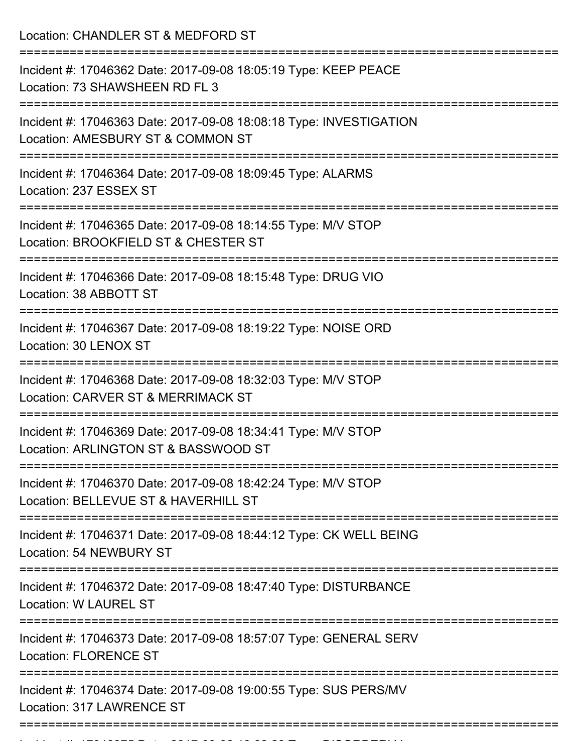Location: CHANDLER ST & MEDFORD ST

===========================================================================

Incident #: 17046362 Date: 2017-09-08 18:05:19 Type: KEEP PEACE
Location: 73 SHAWSHEEN RD FL 3

===========================================================================

Incident #: 17046363 Date: 2017-09-08 18:08:18 Type: INVESTIGATION
Location: AMESBURY ST & COMMON ST

===========================================================================

Incident #: 17046364 Date: 2017-09-08 18:09:45 Type: ALARMS
Location: 237 ESSEX ST

===========================================================================

Incident #: 17046365 Date: 2017-09-08 18:14:55 Type: M/V STOP
Location: BROOKFIELD ST & CHESTER ST

===========================================================================

Incident #: 17046366 Date: 2017-09-08 18:15:48 Type: DRUG VIO
Location: 38 ABBOTT ST

===========================================================================

Incident #: 17046367 Date: 2017-09-08 18:19:22 Type: NOISE ORD
Location: 30 LENOX ST

===========================================================================

Incident #: 17046368 Date: 2017-09-08 18:32:03 Type: M/V STOP
Location: CARVER ST & MERRIMACK ST

===========================================================================

Incident #: 17046369 Date: 2017-09-08 18:34:41 Type: M/V STOP
Location: ARLINGTON ST & BASSWOOD ST

===========================================================================

Incident #: 17046370 Date: 2017-09-08 18:42:24 Type: M/V STOP
Location: BELLEVUE ST & HAVERHILL ST

===========================================================================

Incident #: 17046371 Date: 2017-09-08 18:44:12 Type: CK WELL BEING
Location: 54 NEWBURY ST

===========================================================================

Incident #: 17046372 Date: 2017-09-08 18:47:40 Type: DISTURBANCE
Location: W LAUREL ST

===========================================================================

Incident #: 17046373 Date: 2017-09-08 18:57:07 Type: GENERAL SERV
Location: FLORENCE ST

===========================================================================

Incident #: 17046374 Date: 2017-09-08 19:00:55 Type: SUS PERS/MV
Location: 317 LAWRENCE ST

===========================================================================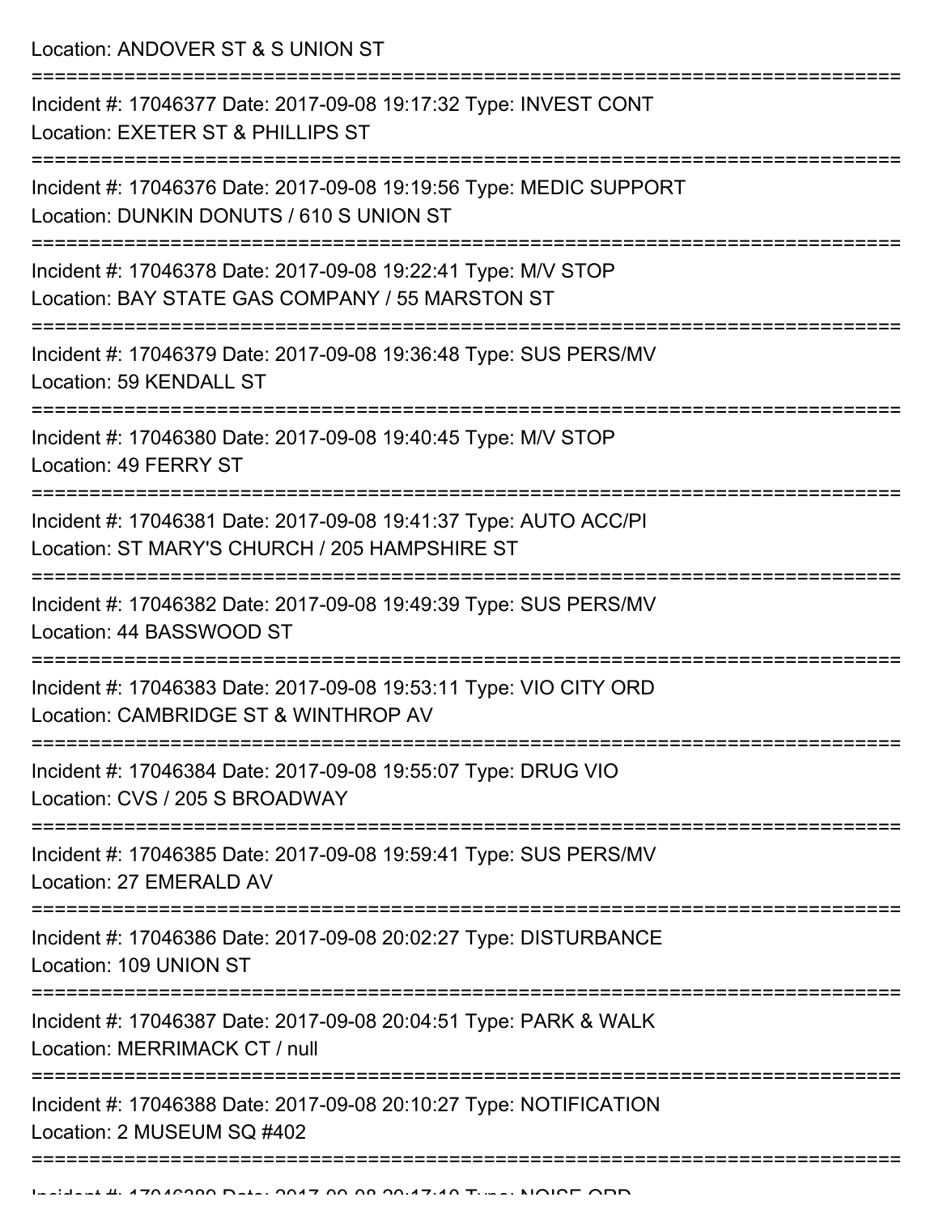Location: ANDOVER ST & S UNION ST

===========================================================================

Incident #: 17046377 Date: 2017-09-08 19:17:32 Type: INVEST CONT
Location: EXETER ST & PHILLIPS ST

===========================================================================

Incident #: 17046376 Date: 2017-09-08 19:19:56 Type: MEDIC SUPPORT
Location: DUNKIN DONUTS / 610 S UNION ST

===========================================================================

Incident #: 17046378 Date: 2017-09-08 19:22:41 Type: M/V STOP
Location: BAY STATE GAS COMPANY / 55 MARSTON ST

===========================================================================

Incident #: 17046379 Date: 2017-09-08 19:36:48 Type: SUS PERS/MV
Location: 59 KENDALL ST

===========================================================================

Incident #: 17046380 Date: 2017-09-08 19:40:45 Type: M/V STOP
Location: 49 FERRY ST

===========================================================================

Incident #: 17046381 Date: 2017-09-08 19:41:37 Type: AUTO ACC/PI
Location: ST MARY'S CHURCH / 205 HAMPSHIRE ST

===========================================================================

Incident #: 17046382 Date: 2017-09-08 19:49:39 Type: SUS PERS/MV
Location: 44 BASSWOOD ST

===========================================================================

Incident #: 17046383 Date: 2017-09-08 19:53:11 Type: VIO CITY ORD
Location: CAMBRIDGE ST & WINTHROP AV

===========================================================================

Incident #: 17046384 Date: 2017-09-08 19:55:07 Type: DRUG VIO
Location: CVS / 205 S BROADWAY

===========================================================================

Incident #: 17046385 Date: 2017-09-08 19:59:41 Type: SUS PERS/MV
Location: 27 EMERALD AV

===========================================================================

Incident #: 17046386 Date: 2017-09-08 20:02:27 Type: DISTURBANCE
Location: 109 UNION ST

===========================================================================

Incident #: 17046387 Date: 2017-09-08 20:04:51 Type: PARK & WALK
Location: MERRIMACK CT / null

===========================================================================

Incident #: 17046388 Date: 2017-09-08 20:10:27 Type: NOTIFICATION
Location: 2 MUSEUM SQ #402

===========================================================================

Incident #: 17046389 Date: 2017-09-08 20:17:10 Type: NOISE ORD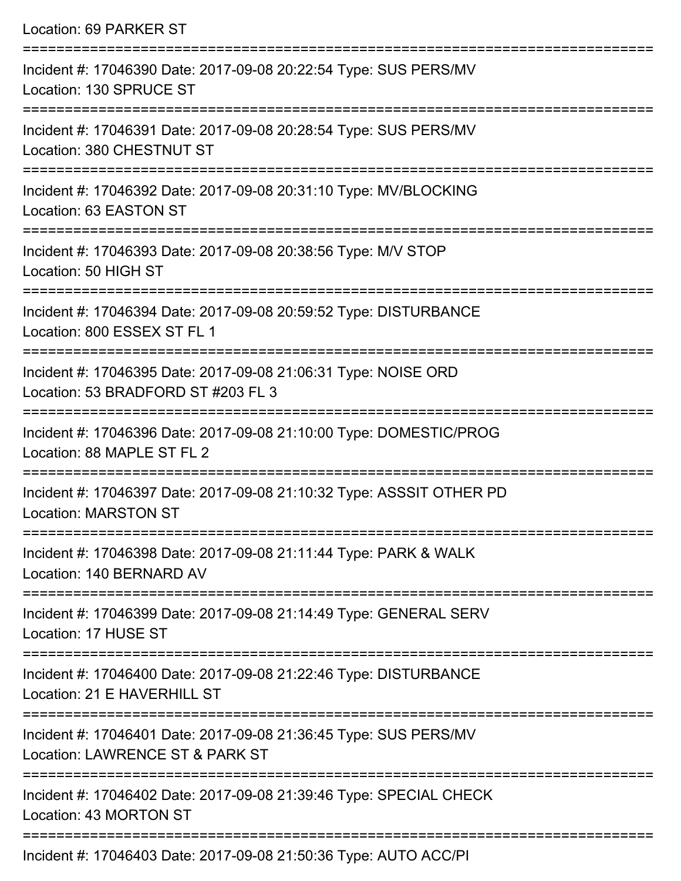Location: 69 PARKER ST

===========================================================================

Incident #: 17046390 Date: 2017-09-08 20:22:54 Type: SUS PERS/MV
Location: 130 SPRUCE ST

===========================================================================

Incident #: 17046391 Date: 2017-09-08 20:28:54 Type: SUS PERS/MV
Location: 380 CHESTNUT ST

===========================================================================

Incident #: 17046392 Date: 2017-09-08 20:31:10 Type: MV/BLOCKING
Location: 63 EASTON ST

===========================================================================

Incident #: 17046393 Date: 2017-09-08 20:38:56 Type: M/V STOP
Location: 50 HIGH ST

===========================================================================

Incident #: 17046394 Date: 2017-09-08 20:59:52 Type: DISTURBANCE
Location: 800 ESSEX ST FL 1

===========================================================================

Incident #: 17046395 Date: 2017-09-08 21:06:31 Type: NOISE ORD
Location: 53 BRADFORD ST #203 FL 3

===========================================================================

Incident #: 17046396 Date: 2017-09-08 21:10:00 Type: DOMESTIC/PROG
Location: 88 MAPLE ST FL 2

===========================================================================

Incident #: 17046397 Date: 2017-09-08 21:10:32 Type: ASSSIT OTHER PD
Location: MARSTON ST

===========================================================================

Incident #: 17046398 Date: 2017-09-08 21:11:44 Type: PARK & WALK
Location: 140 BERNARD AV

===========================================================================

Incident #: 17046399 Date: 2017-09-08 21:14:49 Type: GENERAL SERV
Location: 17 HUSE ST

===========================================================================

Incident #: 17046400 Date: 2017-09-08 21:22:46 Type: DISTURBANCE
Location: 21 E HAVERHILL ST

===========================================================================

Incident #: 17046401 Date: 2017-09-08 21:36:45 Type: SUS PERS/MV
Location: LAWRENCE ST & PARK ST

===========================================================================

Incident #: 17046402 Date: 2017-09-08 21:39:46 Type: SPECIAL CHECK
Location: 43 MORTON ST

===========================================================================

Incident #: 17046403 Date: 2017-09-08 21:50:36 Type: AUTO ACC/PI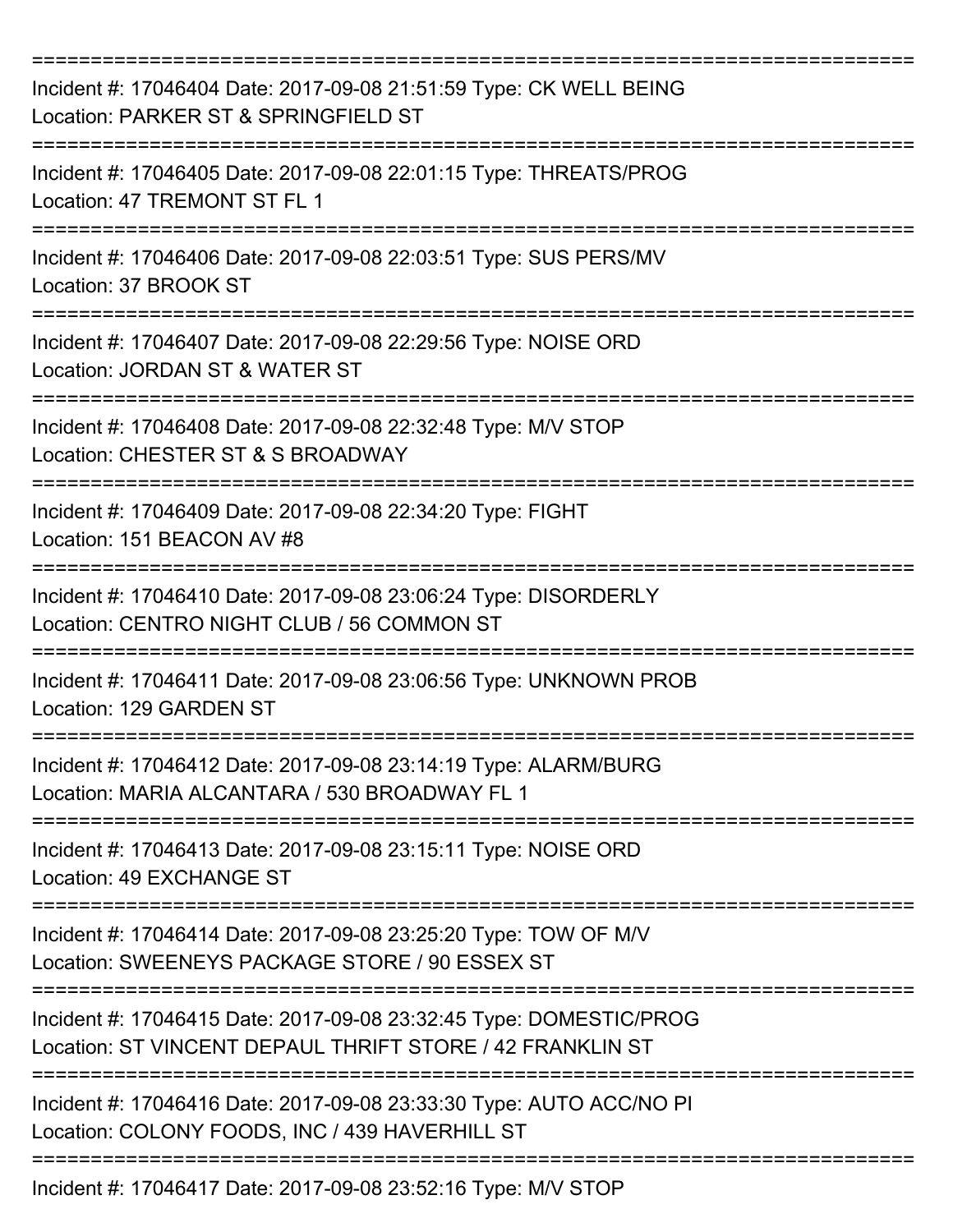===========================================================================

Incident #: 17046404 Date: 2017-09-08 21:51:59 Type: CK WELL BEING
Location: PARKER ST & SPRINGFIELD ST

===========================================================================

Incident #: 17046405 Date: 2017-09-08 22:01:15 Type: THREATS/PROG
Location: 47 TREMONT ST FL 1

===========================================================================

Incident #: 17046406 Date: 2017-09-08 22:03:51 Type: SUS PERS/MV
Location: 37 BROOK ST

===========================================================================

Incident #: 17046407 Date: 2017-09-08 22:29:56 Type: NOISE ORD
Location: JORDAN ST & WATER ST

===========================================================================

Incident #: 17046408 Date: 2017-09-08 22:32:48 Type: M/V STOP
Location: CHESTER ST & S BROADWAY

===========================================================================

Incident #: 17046409 Date: 2017-09-08 22:34:20 Type: FIGHT
Location: 151 BEACON AV #8

===========================================================================

Incident #: 17046410 Date: 2017-09-08 23:06:24 Type: DISORDERLY
Location: CENTRO NIGHT CLUB / 56 COMMON ST

===========================================================================

Incident #: 17046411 Date: 2017-09-08 23:06:56 Type: UNKNOWN PROB
Location: 129 GARDEN ST

===========================================================================

Incident #: 17046412 Date: 2017-09-08 23:14:19 Type: ALARM/BURG
Location: MARIA ALCANTARA / 530 BROADWAY FL 1

===========================================================================

Incident #: 17046413 Date: 2017-09-08 23:15:11 Type: NOISE ORD
Location: 49 EXCHANGE ST

===========================================================================

Incident #: 17046414 Date: 2017-09-08 23:25:20 Type: TOW OF M/V
Location: SWEENEYS PACKAGE STORE / 90 ESSEX ST

===========================================================================

Incident #: 17046415 Date: 2017-09-08 23:32:45 Type: DOMESTIC/PROG
Location: ST VINCENT DEPAUL THRIFT STORE / 42 FRANKLIN ST

===========================================================================

Incident #: 17046416 Date: 2017-09-08 23:33:30 Type: AUTO ACC/NO PI
Location: COLONY FOODS, INC / 439 HAVERHILL ST

===========================================================================

Incident #: 17046417 Date: 2017-09-08 23:52:16 Type: M/V STOP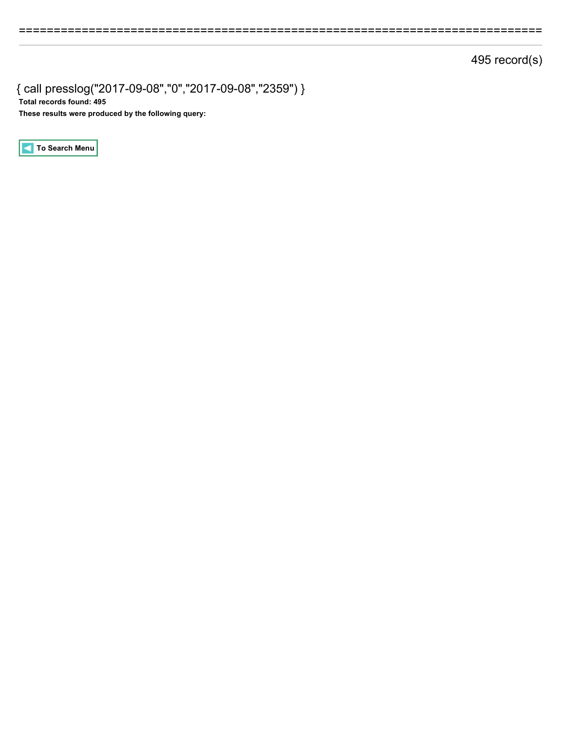================================================================================

---

495 record(s)

{ call presslog("2017-09-08","0","2017-09-08","2359") }

**Total records found: 495**

**These results were produced by the following query:**

**To Search Menu**